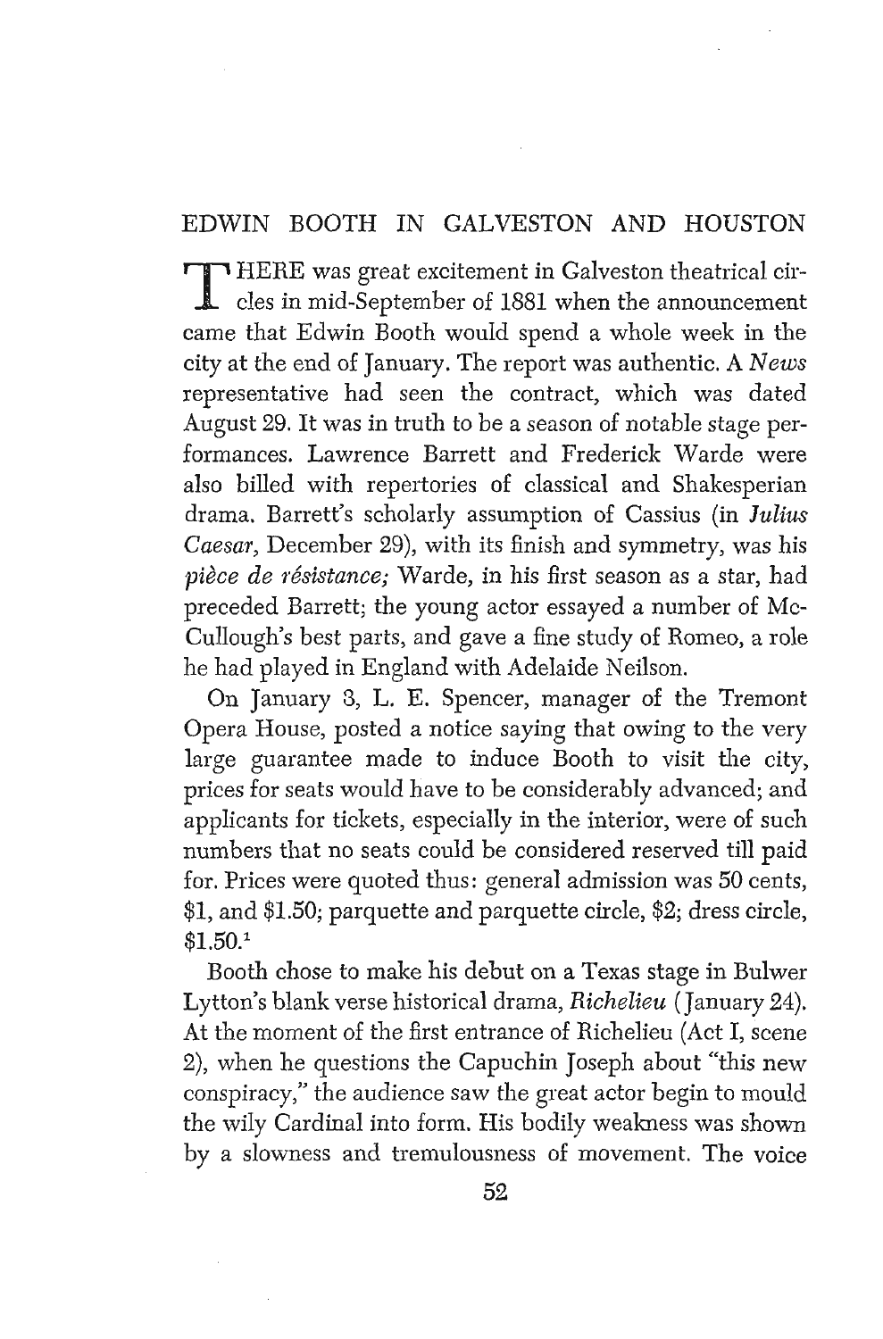# EDWIN BOOTH IN GALVESTON AND HOUSTON

THERE was great excitement in Galveston theatrical circles in mid-September of 1881 when the announcement came that Edwin Booth would spend a whole week in the city at the end of January. The report was authentic. A *News* representative had seen the contract, which was dated August 29. It was in truth to be a season of notable stage performances. Lawrence Barrett and Frederick Warde were also billed with repertories of classical and Shakesperian drama. Barrett's scholarly assumption of Cassius (in *Julius Caesar*, December 29), with its finish and symmetry, was his *pièce de résistance;* Warde, in his first season as a star, had preceded Barrett; the young actor essayed a number of McCullough's best parts, and gave a fine study of Romeo, a role he had played in England with Adelaide Neilson.

On January 3, L. E. Spencer, manager of the Tremont Opera House, posted a notice saying that owing to the very large guarantee made to induce Booth to visit the city, prices for seats would have to be considerably advanced; and applicants for tickets, especially in the interior, were of such numbers that no seats could be considered reserved till paid for. Prices were quoted thus: general admission was 50 cents, $1, and $1.50; parquette and parquette circle, $2; dress circle, $1.50.[1]

Booth chose to make his debut on a Texas stage in Bulwer Lytton's blank verse historical drama, *Richelieu* (January 24). At the moment of the first entrance of Richelieu (Act I, scene 2), when he questions the Capuchin Joseph about "this new conspiracy," the audience saw the great actor begin to mould the wily Cardinal into form. His bodily weakness was shown by a slowness and tremulousness of movement. The voice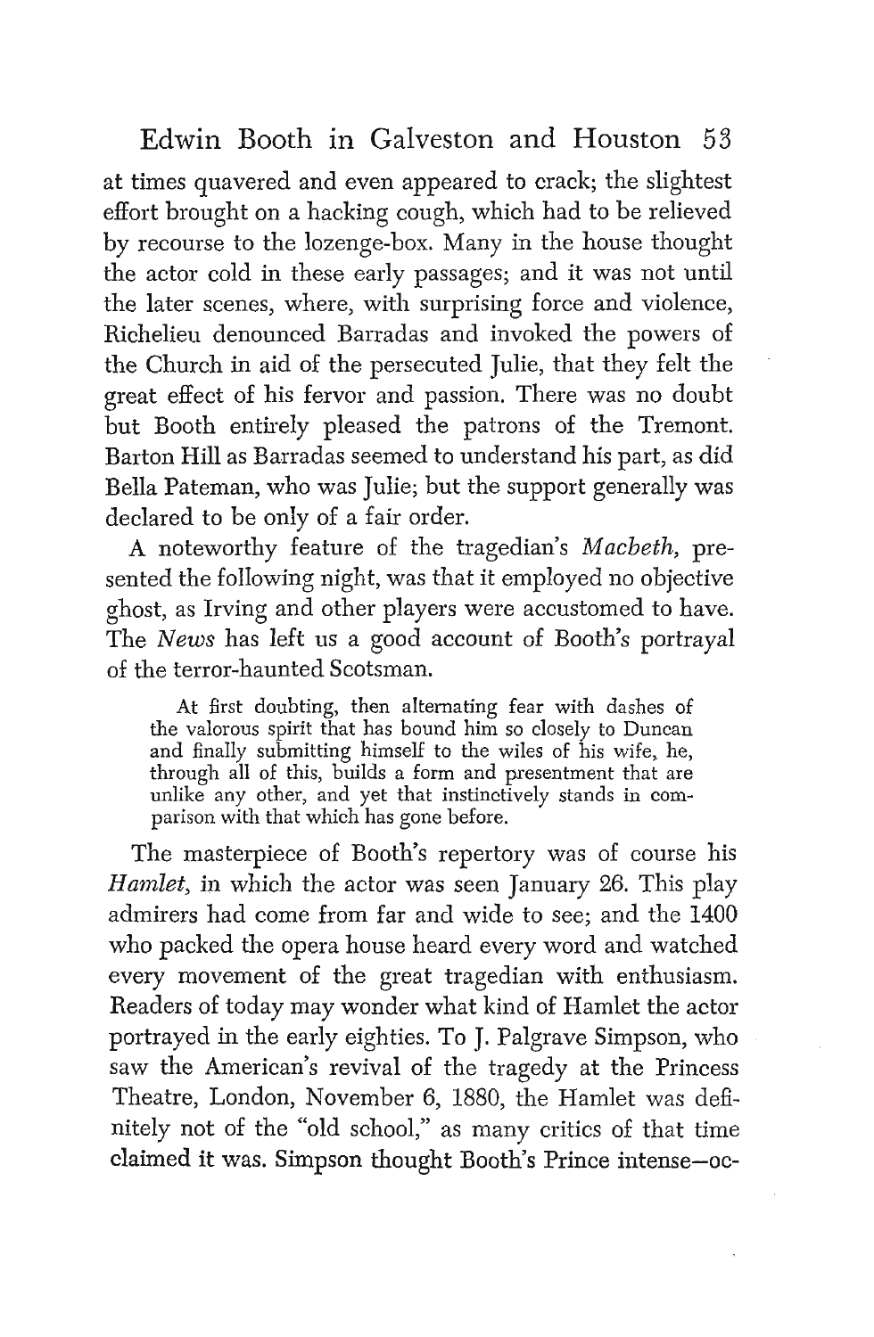at times quavered and even appeared to crack; the slightest effort brought on a hacking cough, which had to be relieved by recourse to the lozenge-box. Many in the house thought the actor cold in these early passages; and it was not until the later scenes, where, with surprising force and violence, Richelieu denounced Barradas and invoked the powers of the Church in aid of the persecuted Julie, that they felt the great effect of his fervor and passion. There was no doubt but Booth entirely pleased the patrons of the Tremont. Barton Hill as Barradas seemed to understand his part, as did Bella Pateman, who was Julie; but the support generally was declared to be only of a fair order.

A noteworthy feature of the tragedian's *Macbeth*, presented the following night, was that it employed no objective ghost, as Irving and other players were accustomed to have. The *News* has left us a good account of Booth's portrayal of the terror-haunted Scotsman.

> At first doubting, then alternating fear with dashes of the valorous spirit that has bound him so closely to Duncan and finally submitting himself to the wiles of his wife, he, through all of this, builds a form and presentment that are unlike any other, and yet that instinctively stands in comparison with that which has gone before.

The masterpiece of Booth's repertory was of course his *Hamlet*, in which the actor was seen January 26. This play admirers had come from far and wide to see; and the 1400 who packed the opera house heard every word and watched every movement of the great tragedian with enthusiasm. Readers of today may wonder what kind of Hamlet the actor portrayed in the early eighties. To J. Palgrave Simpson, who saw the American's revival of the tragedy at the Princess Theatre, London, November 6, 1880, the Hamlet was definitely not of the "old school," as many critics of that time claimed it was. Simpson thought Booth's Prince intense—oc-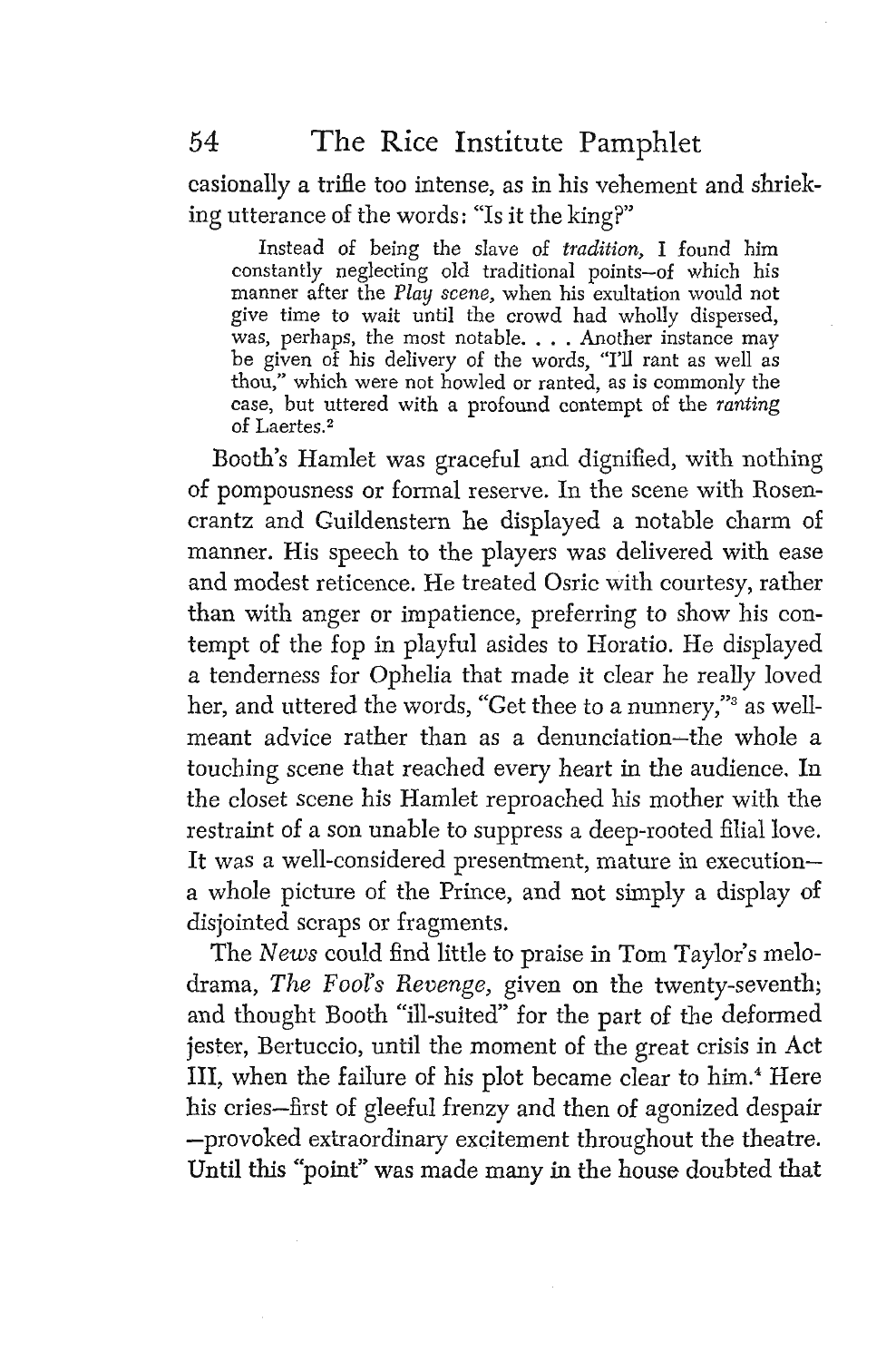casionally a trifle too intense, as in his vehement and shrieking utterance of the words: "Is it the king?"

> Instead of being the slave of *tradition*, I found him constantly neglecting old traditional points—of which his manner after the *Play scene*, when his exultation would not give time to wait until the crowd had wholly dispersed, was, perhaps, the most notable. . . . Another instance may be given of his delivery of the words, "I'll rant as well as thou," which were not howled or ranted, as is commonly the case, but uttered with a profound contempt of the *ranting* of Laertes.[2]

Booth's Hamlet was graceful and dignified, with nothing of pompousness or formal reserve. In the scene with Rosencrantz and Guildenstern he displayed a notable charm of manner. His speech to the players was delivered with ease and modest reticence. He treated Osric with courtesy, rather than with anger or impatience, preferring to show his contempt of the fop in playful asides to Horatio. He displayed a tenderness for Ophelia that made it clear he really loved her, and uttered the words, "Get thee to a nunnery,"[3] as well-meant advice rather than as a denunciation—the whole a touching scene that reached every heart in the audience. In the closet scene his Hamlet reproached his mother with the restraint of a son unable to suppress a deep-rooted filial love. It was a well-considered presentment, mature in execution—a whole picture of the Prince, and not simply a display of disjointed scraps or fragments.

The *News* could find little to praise in Tom Taylor's melodrama, *The Fool's Revenge*, given on the twenty-seventh; and thought Booth "ill-suited" for the part of the deformed jester, Bertuccio, until the moment of the great crisis in Act III, when the failure of his plot became clear to him.[4] Here his cries—first of gleeful frenzy and then of agonized despair—provoked extraordinary excitement throughout the theatre. Until this "point" was made many in the house doubted that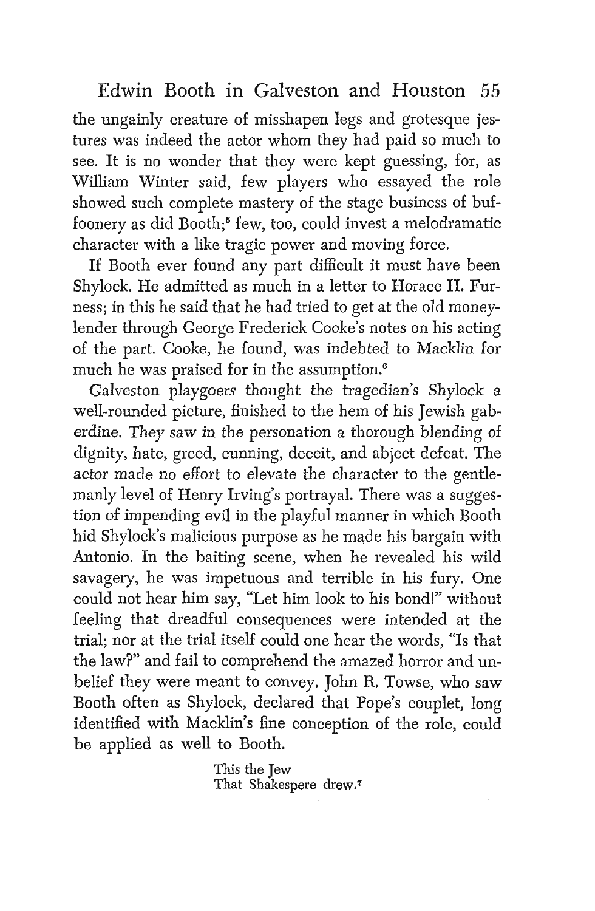the ungainly creature of misshapen legs and grotesque jestures was indeed the actor whom they had paid so much to see. It is no wonder that they were kept guessing, for, as William Winter said, few players who essayed the role showed such complete mastery of the stage business of buffoonery as did Booth;[5] few, too, could invest a melodramatic character with a like tragic power and moving force.

If Booth ever found any part difficult it must have been Shylock. He admitted as much in a letter to Horace H. Furness; in this he said that he had tried to get at the old moneylender through George Frederick Cooke's notes on his acting of the part. Cooke, he found, was indebted to Macklin for much he was praised for in the assumption.[6]

Galveston playgoers thought the tragedian's Shylock a well-rounded picture, finished to the hem of his Jewish gaberdine. They saw in the personation a thorough blending of dignity, hate, greed, cunning, deceit, and abject defeat. The actor made no effort to elevate the character to the gentlemanly level of Henry Irving's portrayal. There was a suggestion of impending evil in the playful manner in which Booth hid Shylock's malicious purpose as he made his bargain with Antonio. In the baiting scene, when he revealed his wild savagery, he was impetuous and terrible in his fury. One could not hear him say, "Let him look to his bond!" without feeling that dreadful consequences were intended at the trial; nor at the trial itself could one hear the words, "Is that the law?" and fail to comprehend the amazed horror and unbelief they were meant to convey. John R. Towse, who saw Booth often as Shylock, declared that Pope's couplet, long identified with Macklin's fine conception of the role, could be applied as well to Booth.

> This the Jew
> That Shakespere drew.[7]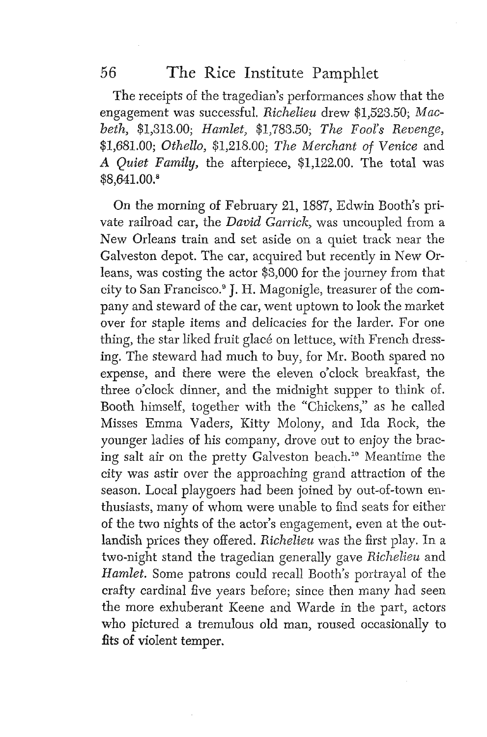The receipts of the tragedian's performances show that the engagement was successful. *Richelieu* drew $1,523.50; *Macbeth*, $1,313.00; *Hamlet*, $1,783.50; *The Fool's Revenge*, $1,681.00; *Othello*, $1,218.00; *The Merchant of Venice* and *A Quiet Family*, the afterpiece, $1,122.00. The total was $8,641.00.[8]

On the morning of February 21, 1887, Edwin Booth's private railroad car, the *David Garrick*, was uncoupled from a New Orleans train and set aside on a quiet track near the Galveston depot. The car, acquired but recently in New Orleans, was costing the actor $3,000 for the journey from that city to San Francisco.[9] J. H. Magonigle, treasurer of the company and steward of the car, went uptown to look the market over for staple items and delicacies for the larder. For one thing, the star liked fruit glacé on lettuce, with French dressing. The steward had much to buy, for Mr. Booth spared no expense, and there were the eleven o'clock breakfast, the three o'clock dinner, and the midnight supper to think of. Booth himself, together with the "Chickens," as he called Misses Emma Vaders, Kitty Molony, and Ida Rock, the younger ladies of his company, drove out to enjoy the bracing salt air on the pretty Galveston beach.[10] Meantime the city was astir over the approaching grand attraction of the season. Local playgoers had been joined by out-of-town enthusiasts, many of whom were unable to find seats for either of the two nights of the actor's engagement, even at the outlandish prices they offered. *Richelieu* was the first play. In a two-night stand the tragedian generally gave *Richelieu* and *Hamlet*. Some patrons could recall Booth's portrayal of the crafty cardinal five years before; since then many had seen the more exhuberant Keene and Warde in the part, actors who pictured a tremulous old man, roused occasionally to fits of violent temper.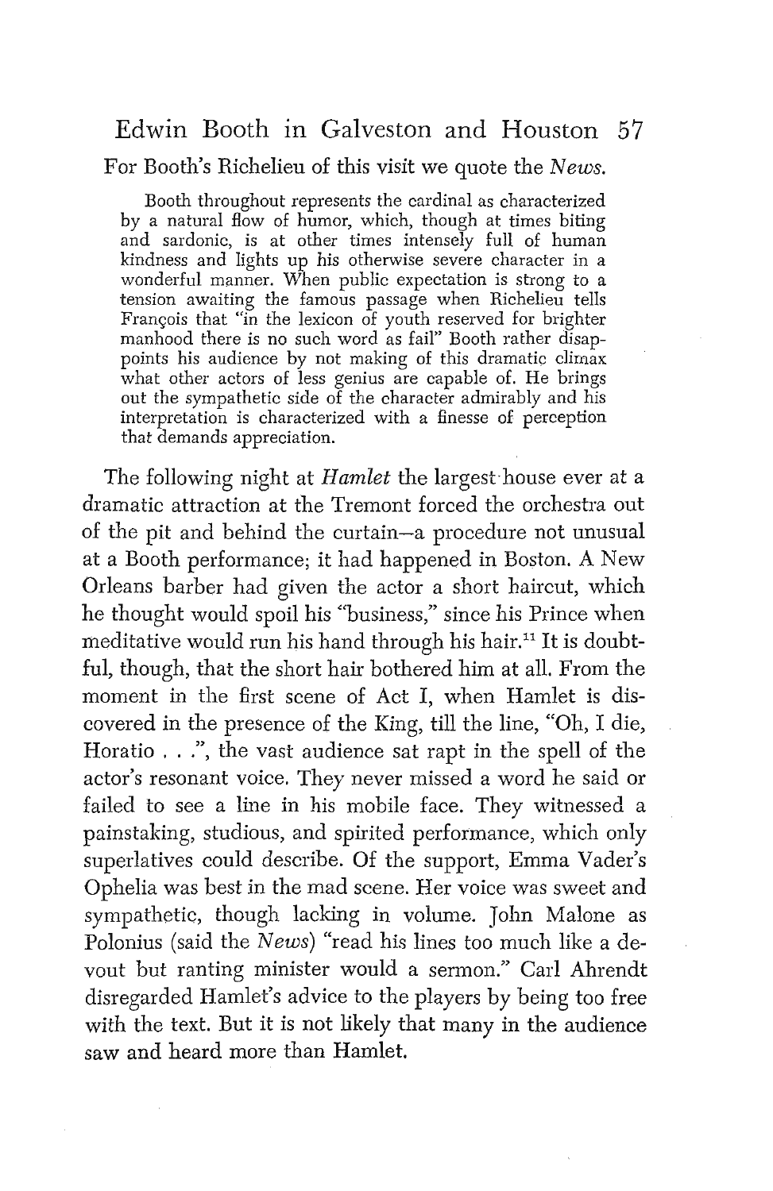For Booth's Richelieu of this visit we quote the *News*.

> Booth throughout represents the cardinal as characterized by a natural flow of humor, which, though at times biting and sardonic, is at other times intensely full of human kindness and lights up his otherwise severe character in a wonderful manner. When public expectation is strong to a tension awaiting the famous passage when Richelieu tells François that "in the lexicon of youth reserved for brighter manhood there is no such word as fail" Booth rather disappoints his audience by not making of this dramatic climax what other actors of less genius are capable of. He brings out the sympathetic side of the character admirably and his interpretation is characterized with a finesse of perception that demands appreciation.

The following night at *Hamlet* the largest house ever at a dramatic attraction at the Tremont forced the orchestra out of the pit and behind the curtain—a procedure not unusual at a Booth performance; it had happened in Boston. A New Orleans barber had given the actor a short haircut, which he thought would spoil his "business," since his Prince when meditative would run his hand through his hair.[11] It is doubtful, though, that the short hair bothered him at all. From the moment in the first scene of Act I, when Hamlet is discovered in the presence of the King, till the line, "Oh, I die, Horatio . . .", the vast audience sat rapt in the spell of the actor's resonant voice. They never missed a word he said or failed to see a line in his mobile face. They witnessed a painstaking, studious, and spirited performance, which only superlatives could describe. Of the support, Emma Vader's Ophelia was best in the mad scene. Her voice was sweet and sympathetic, though lacking in volume. John Malone as Polonius (said the *News*) "read his lines too much like a devout but ranting minister would a sermon." Carl Ahrendt disregarded Hamlet's advice to the players by being too free with the text. But it is not likely that many in the audience saw and heard more than Hamlet.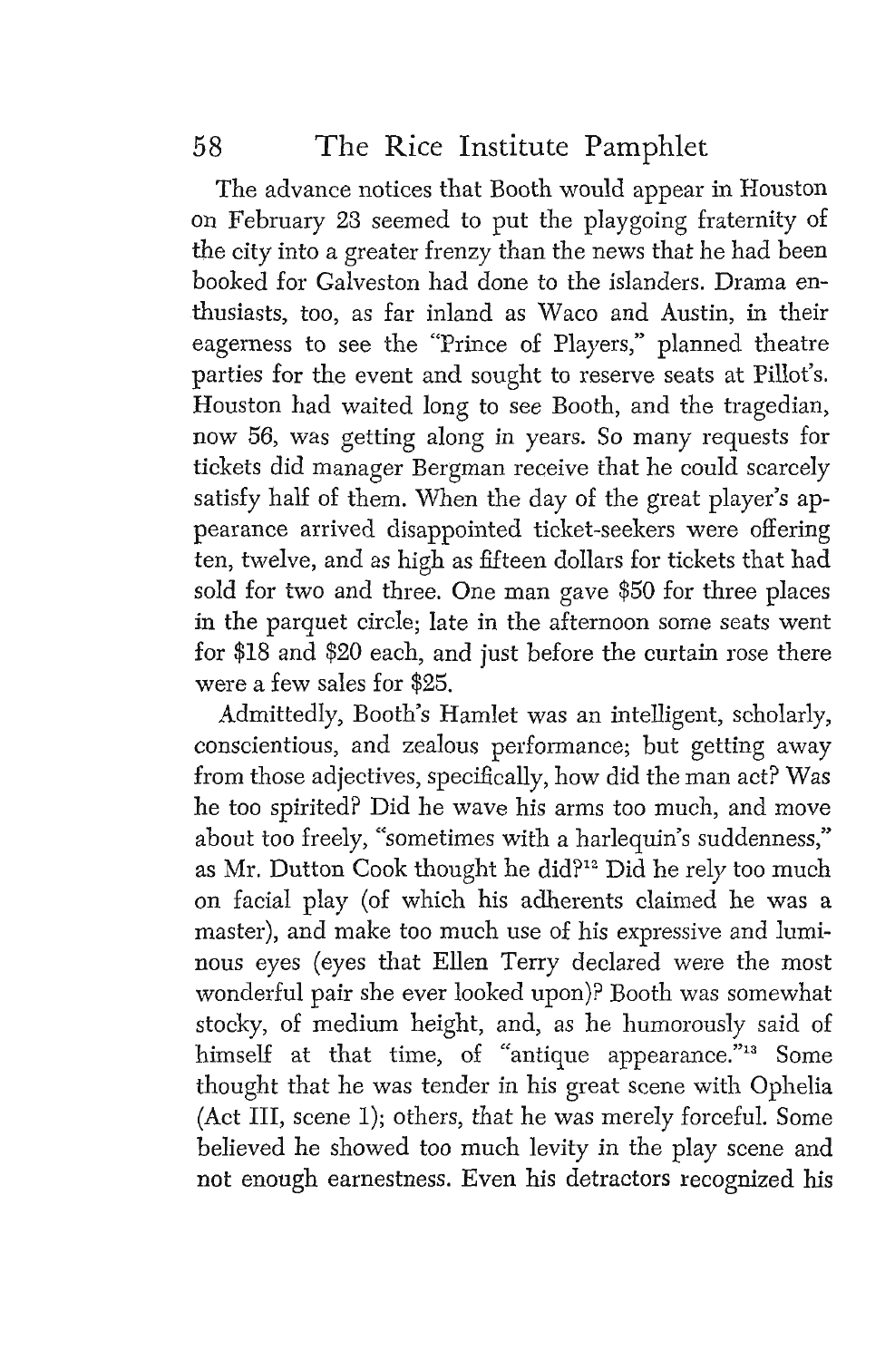The advance notices that Booth would appear in Houston on February 23 seemed to put the playgoing fraternity of the city into a greater frenzy than the news that he had been booked for Galveston had done to the islanders. Drama enthusiasts, too, as far inland as Waco and Austin, in their eagerness to see the "Prince of Players," planned theatre parties for the event and sought to reserve seats at Pillot's. Houston had waited long to see Booth, and the tragedian, now 56, was getting along in years. So many requests for tickets did manager Bergman receive that he could scarcely satisfy half of them. When the day of the great player's appearance arrived disappointed ticket-seekers were offering ten, twelve, and as high as fifteen dollars for tickets that had sold for two and three. One man gave $50 for three places in the parquet circle; late in the afternoon some seats went for $18 and $20 each, and just before the curtain rose there were a few sales for $25.

Admittedly, Booth's Hamlet was an intelligent, scholarly, conscientious, and zealous performance; but getting away from those adjectives, specifically, how did the man act? Was he too spirited? Did he wave his arms too much, and move about too freely, "sometimes with a harlequin's suddenness," as Mr. Dutton Cook thought he did?[12] Did he rely too much on facial play (of which his adherents claimed he was a master), and make too much use of his expressive and luminous eyes (eyes that Ellen Terry declared were the most wonderful pair she ever looked upon)? Booth was somewhat stocky, of medium height, and, as he humorously said of himself at that time, of "antique appearance."[13] Some thought that he was tender in his great scene with Ophelia (Act III, scene 1); others, that he was merely forceful. Some believed he showed too much levity in the play scene and not enough earnestness. Even his detractors recognized his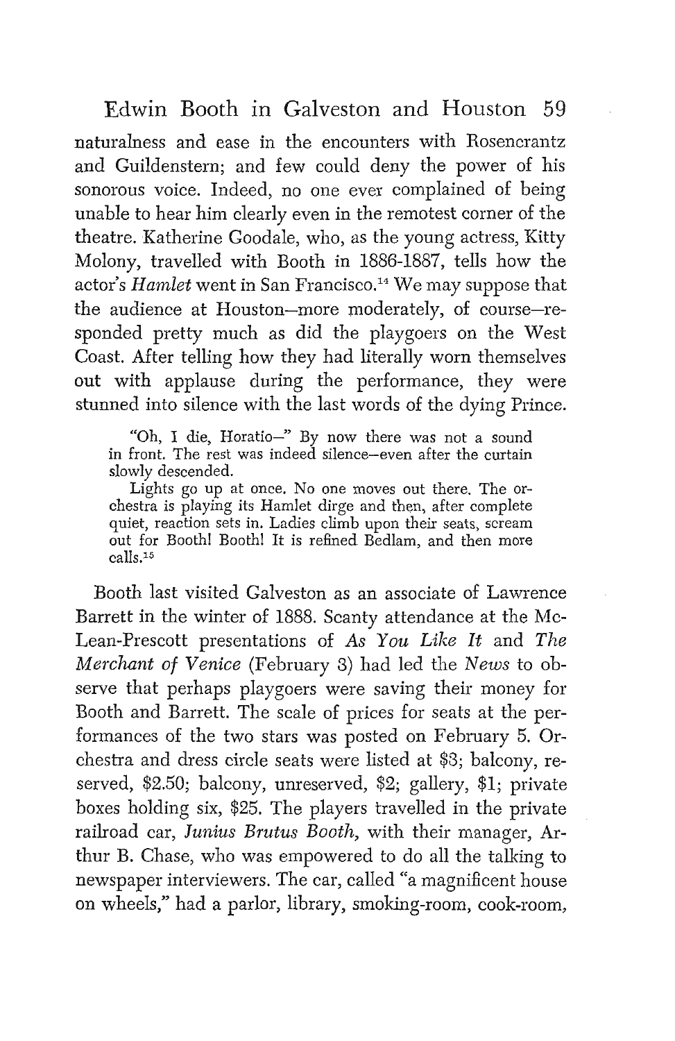naturalness and ease in the encounters with Rosencrantz and Guildenstern; and few could deny the power of his sonorous voice. Indeed, no one ever complained of being unable to hear him clearly even in the remotest corner of the theatre. Katherine Goodale, who, as the young actress, Kitty Molony, travelled with Booth in 1886-1887, tells how the actor's *Hamlet* went in San Francisco.[14] We may suppose that the audience at Houston—more moderately, of course—responded pretty much as did the playgoers on the West Coast. After telling how they had literally worn themselves out with applause during the performance, they were stunned into silence with the last words of the dying Prince.

> "Oh, I die, Horatio—" By now there was not a sound in front. The rest was indeed silence—even after the curtain slowly descended.
>
> Lights go up at once. No one moves out there. The orchestra is playing its Hamlet dirge and then, after complete quiet, reaction sets in. Ladies climb upon their seats, scream out for Booth! Booth! It is refined Bedlam, and then more calls.[15]

Booth last visited Galveston as an associate of Lawrence Barrett in the winter of 1888. Scanty attendance at the McLean-Prescott presentations of *As You Like It* and *The Merchant of Venice* (February 3) had led the *News* to observe that perhaps playgoers were saving their money for Booth and Barrett. The scale of prices for seats at the performances of the two stars was posted on February 5. Orchestra and dress circle seats were listed at \$3; balcony, reserved, \$2.50; balcony, unreserved, \$2; gallery, \$1; private boxes holding six, \$25. The players travelled in the private railroad car, *Junius Brutus Booth*, with their manager, Arthur B. Chase, who was empowered to do all the talking to newspaper interviewers. The car, called "a magnificent house on wheels," had a parlor, library, smoking-room, cook-room,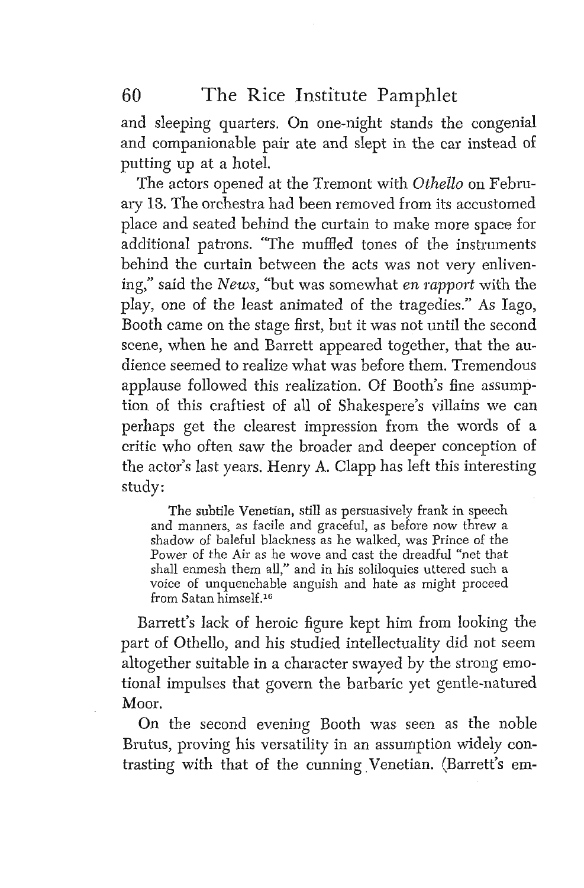and sleeping quarters. On one-night stands the congenial and companionable pair ate and slept in the car instead of putting up at a hotel.

The actors opened at the Tremont with *Othello* on February 13. The orchestra had been removed from its accustomed place and seated behind the curtain to make more space for additional patrons. "The muffled tones of the instruments behind the curtain between the acts was not very enlivening," said the *News*, "but was somewhat *en rapport* with the play, one of the least animated of the tragedies." As Iago, Booth came on the stage first, but it was not until the second scene, when he and Barrett appeared together, that the audience seemed to realize what was before them. Tremendous applause followed this realization. Of Booth's fine assumption of this craftiest of all of Shakespere's villains we can perhaps get the clearest impression from the words of a critic who often saw the broader and deeper conception of the actor's last years. Henry A. Clapp has left this interesting study:

> The subtile Venetian, still as persuasively frank in speech and manners, as facile and graceful, as before now threw a shadow of baleful blackness as he walked, was Prince of the Power of the Air as he wove and cast the dreadful "net that shall enmesh them all," and in his soliloquies uttered such a voice of unquenchable anguish and hate as might proceed from Satan himself.[16]

Barrett's lack of heroic figure kept him from looking the part of Othello, and his studied intellectuality did not seem altogether suitable in a character swayed by the strong emotional impulses that govern the barbaric yet gentle-natured Moor.

On the second evening Booth was seen as the noble Brutus, proving his versatility in an assumption widely contrasting with that of the cunning Venetian. (Barrett's em-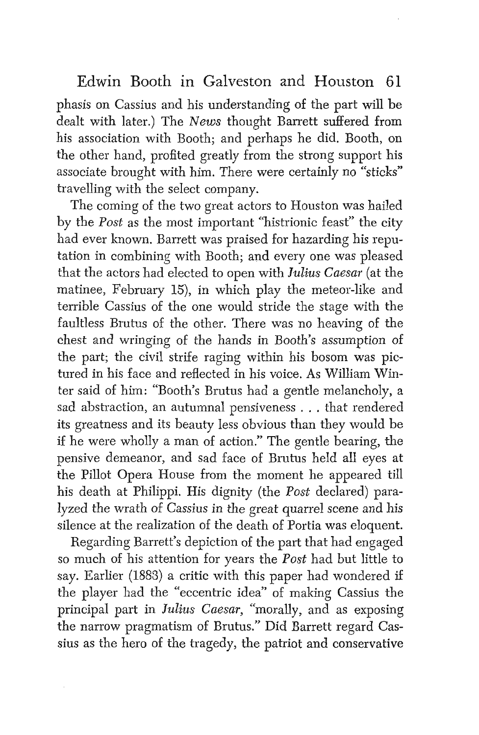phasis on Cassius and his understanding of the part will be dealt with later.) The *News* thought Barrett suffered from his association with Booth; and perhaps he did. Booth, on the other hand, profited greatly from the strong support his associate brought with him. There were certainly no "sticks" travelling with the select company.

The coming of the two great actors to Houston was hailed by the *Post* as the most important "histrionic feast" the city had ever known. Barrett was praised for hazarding his reputation in combining with Booth; and every one was pleased that the actors had elected to open with *Julius Caesar* (at the matinee, February 15), in which play the meteor-like and terrible Cassius of the one would stride the stage with the faultless Brutus of the other. There was no heaving of the chest and wringing of the hands in Booth's assumption of the part; the civil strife raging within his bosom was pictured in his face and reflected in his voice. As William Winter said of him: "Booth's Brutus had a gentle melancholy, a sad abstraction, an autumnal pensiveness . . . that rendered its greatness and its beauty less obvious than they would be if he were wholly a man of action." The gentle bearing, the pensive demeanor, and sad face of Brutus held all eyes at the Pillot Opera House from the moment he appeared till his death at Philippi. His dignity (the *Post* declared) paralyzed the wrath of Cassius in the great quarrel scene and his silence at the realization of the death of Portia was eloquent.

Regarding Barrett's depiction of the part that had engaged so much of his attention for years the *Post* had but little to say. Earlier (1883) a critic with this paper had wondered if the player had the "eccentric idea" of making Cassius the principal part in *Julius Caesar*, "morally, and as exposing the narrow pragmatism of Brutus." Did Barrett regard Cassius as the hero of the tragedy, the patriot and conservative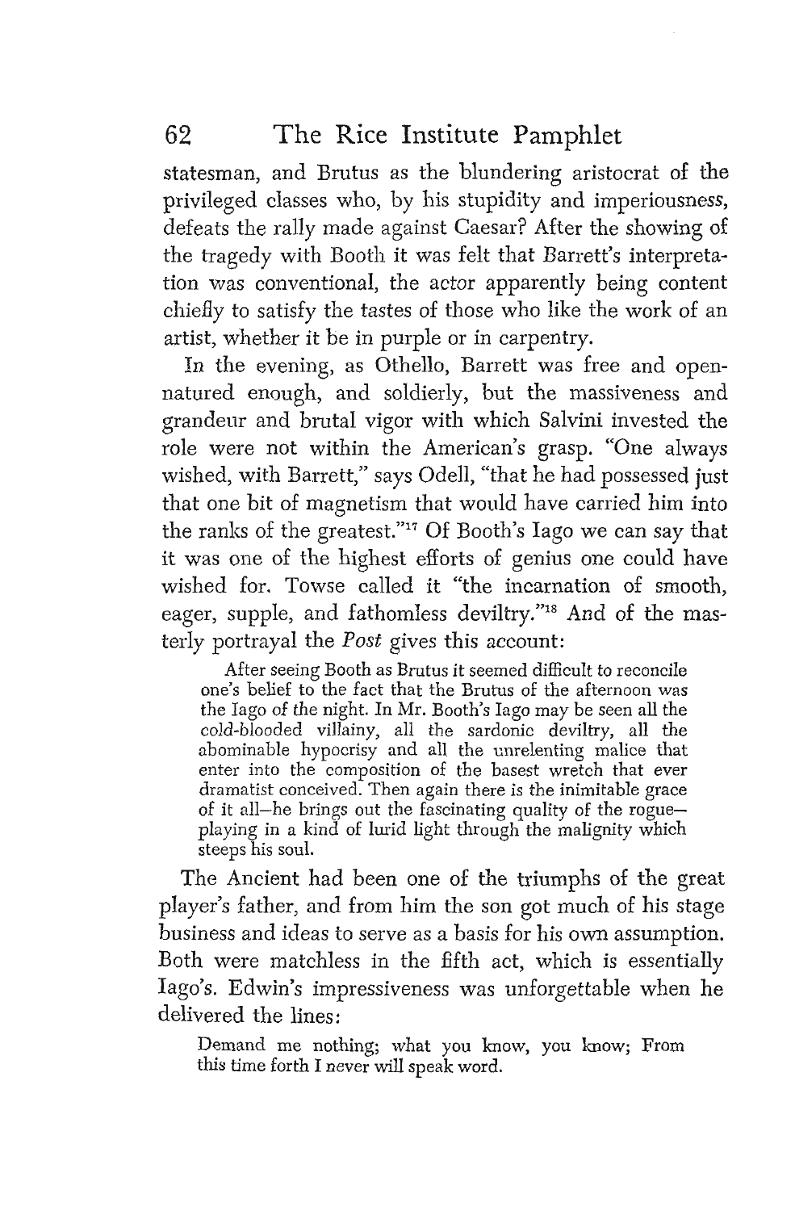statesman, and Brutus as the blundering aristocrat of the privileged classes who, by his stupidity and imperiousness, defeats the rally made against Caesar? After the showing of the tragedy with Booth it was felt that Barrett's interpretation was conventional, the actor apparently being content chiefly to satisfy the tastes of those who like the work of an artist, whether it be in purple or in carpentry.

In the evening, as Othello, Barrett was free and open-natured enough, and soldierly, but the massiveness and grandeur and brutal vigor with which Salvini invested the role were not within the American's grasp. "One always wished, with Barrett," says Odell, "that he had possessed just that one bit of magnetism that would have carried him into the ranks of the greatest."[17] Of Booth's Iago we can say that it was one of the highest efforts of genius one could have wished for. Towse called it "the incarnation of smooth, eager, supple, and fathomless deviltry."[18] And of the masterly portrayal the *Post* gives this account:

> After seeing Booth as Brutus it seemed difficult to reconcile one's belief to the fact that the Brutus of the afternoon was the Iago of the night. In Mr. Booth's Iago may be seen all the cold-blooded villainy, all the sardonic deviltry, all the abominable hypocrisy and all the unrelenting malice that enter into the composition of the basest wretch that ever dramatist conceived. Then again there is the inimitable grace of it all—he brings out the fascinating quality of the rogue—playing in a kind of lurid light through the malignity which steeps his soul.

The Ancient had been one of the triumphs of the great player's father, and from him the son got much of his stage business and ideas to serve as a basis for his own assumption. Both were matchless in the fifth act, which is essentially Iago's. Edwin's impressiveness was unforgettable when he delivered the lines:

> Demand me nothing; what you know, you know; From this time forth I never will speak word.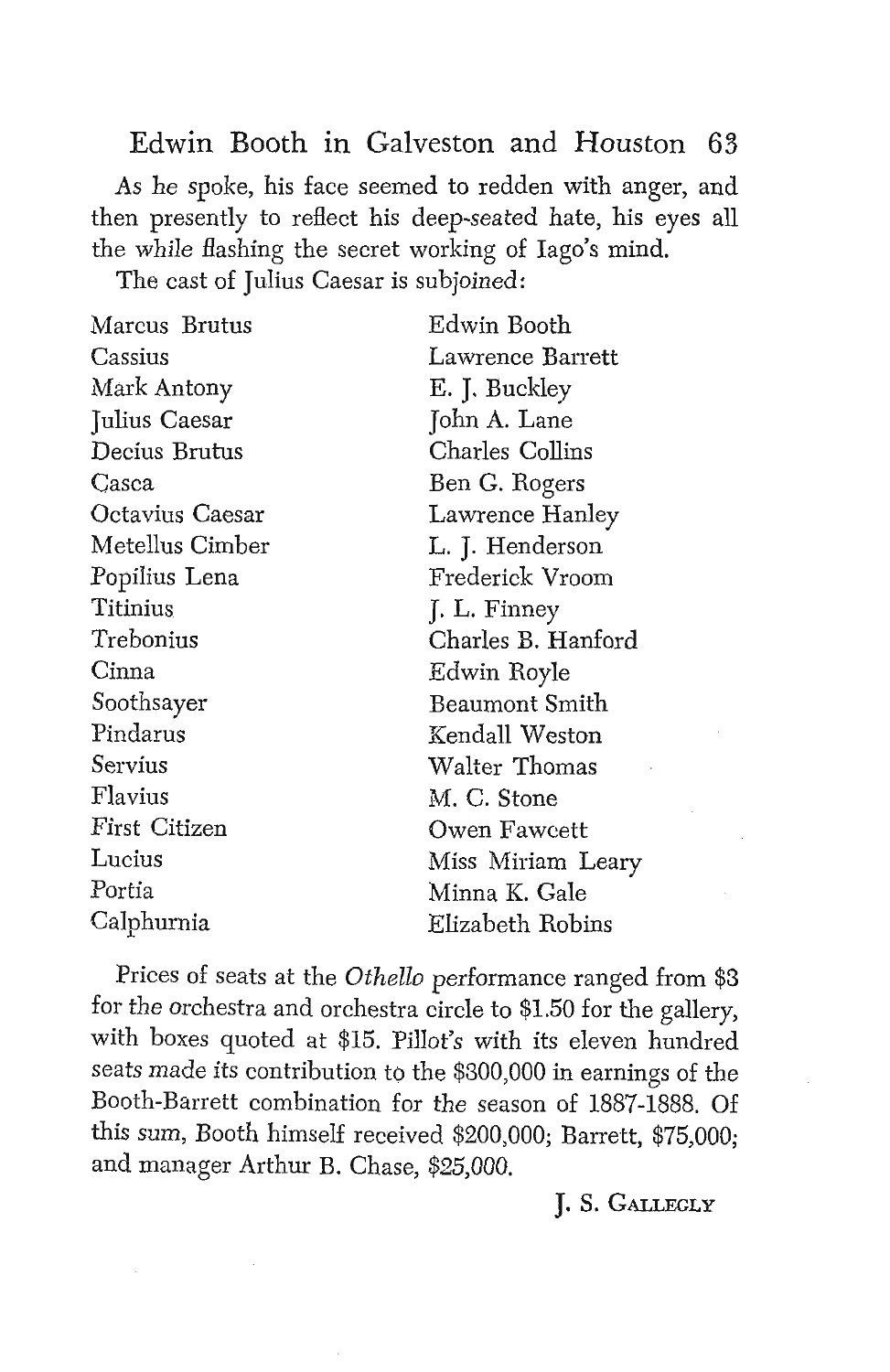As he spoke, his face seemed to redden with anger, and then presently to reflect his deep-seated hate, his eyes all the while flashing the secret working of Iago's mind.

The cast of Julius Caesar is subjoined:

| | |
|---|---|
| Marcus Brutus | Edwin Booth |
| Cassius | Lawrence Barrett |
| Mark Antony | E. J. Buckley |
| Julius Caesar | John A. Lane |
| Decius Brutus | Charles Collins |
| Casca | Ben G. Rogers |
| Octavius Caesar | Lawrence Hanley |
| Metellus Cimber | L. J. Henderson |
| Popilius Lena | Frederick Vroom |
| Titinius | J. L. Finney |
| Trebonius | Charles B. Hanford |
| Cinna | Edwin Royle |
| Soothsayer | Beaumont Smith |
| Pindarus | Kendall Weston |
| Servius | Walter Thomas |
| Flavius | M. C. Stone |
| First Citizen | Owen Fawcett |
| Lucius | Miss Miriam Leary |
| Portia | Minna K. Gale |
| Calphurnia | Elizabeth Robins |

Prices of seats at the *Othello* performance ranged from $3 for the orchestra and orchestra circle to $1.50 for the gallery, with boxes quoted at $15. Pillot's with its eleven hundred seats made its contribution to the $300,000 in earnings of the Booth-Barrett combination for the season of 1887-1888. Of this sum, Booth himself received $200,000; Barrett, $75,000; and manager Arthur B. Chase, $25,000.

J. S. Gallegly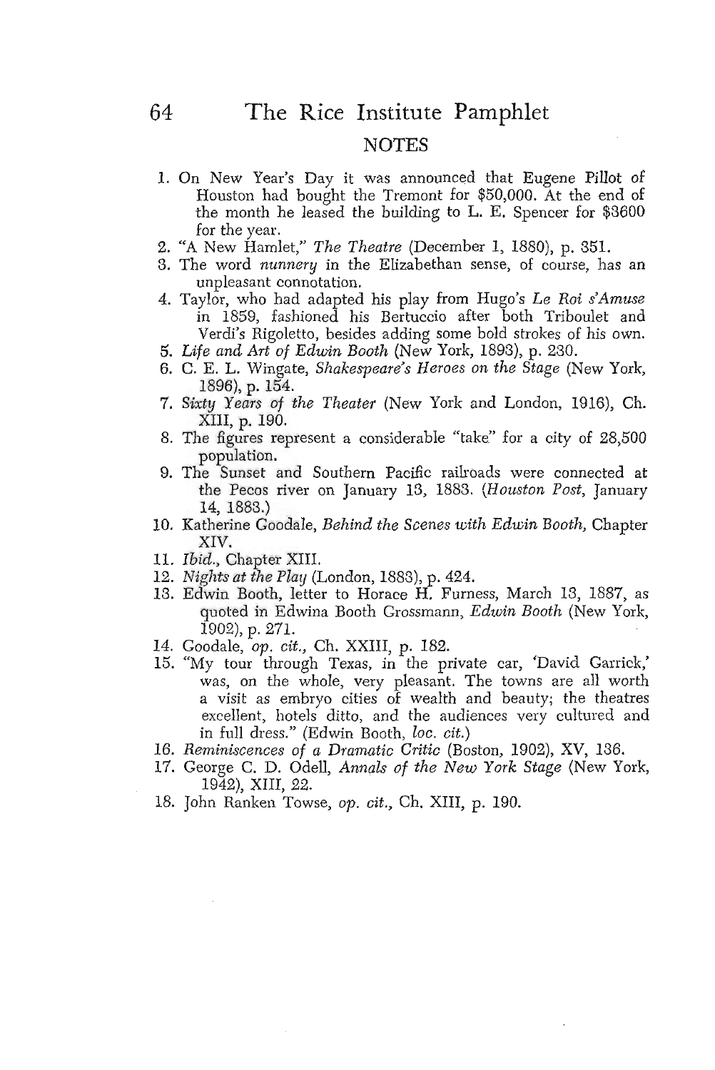## NOTES

1. On New Year's Day it was announced that Eugene Pillot of Houston had bought the Tremont for $50,000. At the end of the month he leased the building to L. E. Spencer for $3600 for the year.
2. "A New Hamlet," *The Theatre* (December 1, 1880), p. 351.
3. The word *nunnery* in the Elizabethan sense, of course, has an unpleasant connotation.
4. Taylor, who had adapted his play from Hugo's *Le Roi s'Amuse* in 1859, fashioned his Bertuccio after both Triboulet and Verdi's Rigoletto, besides adding some bold strokes of his own.
5. *Life and Art of Edwin Booth* (New York, 1893), p. 230.
6. C. E. L. Wingate, *Shakespeare's Heroes on the Stage* (New York, 1896), p. 154.
7. *Sixty Years of the Theater* (New York and London, 1916), Ch. XIII, p. 190.
8. The figures represent a considerable "take" for a city of 28,500 population.
9. The Sunset and Southern Pacific railroads were connected at the Pecos river on January 13, 1883. (*Houston Post*, January 14, 1883.)
10. Katherine Goodale, *Behind the Scenes with Edwin Booth*, Chapter XIV.
11. *Ibid.*, Chapter XIII.
12. *Nights at the Play* (London, 1883), p. 424.
13. Edwin Booth, letter to Horace H. Furness, March 13, 1887, as quoted in Edwina Booth Grossmann, *Edwin Booth* (New York, 1902), p. 271.
14. Goodale, *op. cit.*, Ch. XXIII, p. 182.
15. "My tour through Texas, in the private car, 'David Garrick,' was, on the whole, very pleasant. The towns are all worth a visit as embryo cities of wealth and beauty; the theatres excellent, hotels ditto, and the audiences very cultured and in full dress." (Edwin Booth, *loc. cit.*)
16. *Reminiscences of a Dramatic Critic* (Boston, 1902), XV, 136.
17. George C. D. Odell, *Annals of the New York Stage* (New York, 1942), XIII, 22.
18. John Ranken Towse, *op. cit.*, Ch. XIII, p. 190.